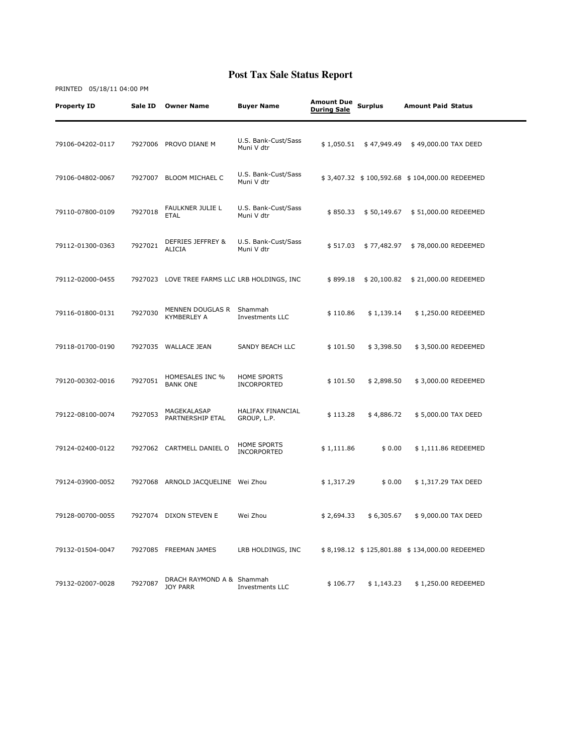# Post Tax Sale Status Report

PRINTED 05/18/11 04:00 PM

| Property ID | Sale ID | Owner Name | Buyer Name | Amount Due During Sale | Surplus | Amount Paid | Status |
|---|---|---|---|---|---|---|---|
| 79106-04202-0117 | 7927006 | PROVO DIANE M | U.S. Bank-Cust/Sass Muni V dtr | $ 1,050.51 | $ 47,949.49 | $ 49,000.00 | TAX DEED |
| 79106-04802-0067 | 7927007 | BLOOM MICHAEL C | U.S. Bank-Cust/Sass Muni V dtr | $ 3,407.32 | $ 100,592.68 | $ 104,000.00 | REDEEMED |
| 79110-07800-0109 | 7927018 | FAULKNER JULIE L ETAL | U.S. Bank-Cust/Sass Muni V dtr | $ 850.33 | $ 50,149.67 | $ 51,000.00 | REDEEMED |
| 79112-01300-0363 | 7927021 | DEFRIES JEFFREY & ALICIA | U.S. Bank-Cust/Sass Muni V dtr | $ 517.03 | $ 77,482.97 | $ 78,000.00 | REDEEMED |
| 79112-02000-0455 | 7927023 | LOVE TREE FARMS LLC | LRB HOLDINGS, INC | $ 899.18 | $ 20,100.82 | $ 21,000.00 | REDEEMED |
| 79116-01800-0131 | 7927030 | MENNEN DOUGLAS R KYMBERLEY A | Shammah Investments LLC | $ 110.86 | $ 1,139.14 | $ 1,250.00 | REDEEMED |
| 79118-01700-0190 | 7927035 | WALLACE JEAN | SANDY BEACH LLC | $ 101.50 | $ 3,398.50 | $ 3,500.00 | REDEEMED |
| 79120-00302-0016 | 7927051 | HOMESALES INC % BANK ONE | HOME SPORTS INCORPORTED | $ 101.50 | $ 2,898.50 | $ 3,000.00 | REDEEMED |
| 79122-08100-0074 | 7927053 | MAGEKALASAP PARTNERSHIP ETAL | HALIFAX FINANCIAL GROUP, L.P. | $ 113.28 | $ 4,886.72 | $ 5,000.00 | TAX DEED |
| 79124-02400-0122 | 7927062 | CARTMELL DANIEL O | HOME SPORTS INCORPORTED | $ 1,111.86 | $ 0.00 | $ 1,111.86 | REDEEMED |
| 79124-03900-0052 | 7927068 | ARNOLD JACQUELINE | Wei Zhou | $ 1,317.29 | $ 0.00 | $ 1,317.29 | TAX DEED |
| 79128-00700-0055 | 7927074 | DIXON STEVEN E | Wei Zhou | $ 2,694.33 | $ 6,305.67 | $ 9,000.00 | TAX DEED |
| 79132-01504-0047 | 7927085 | FREEMAN JAMES | LRB HOLDINGS, INC | $ 8,198.12 | $ 125,801.88 | $ 134,000.00 | REDEEMED |
| 79132-02007-0028 | 7927087 | DRACH RAYMOND A & JOY PARR | Shammah Investments LLC | $ 106.77 | $ 1,143.23 | $ 1,250.00 | REDEEMED |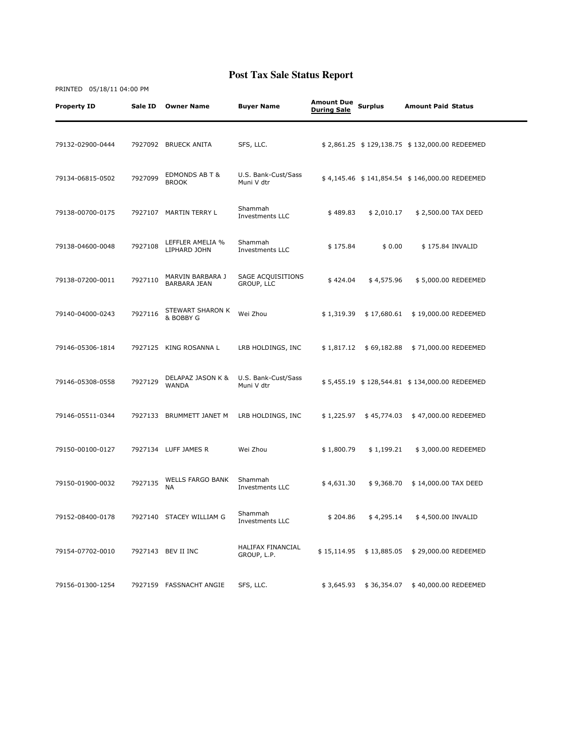# Post Tax Sale Status Report

PRINTED 05/18/11 04:00 PM

| Property ID | Sale ID | Owner Name | Buyer Name | Amount Due During Sale | Surplus | Amount Paid | Status |
|---|---|---|---|---|---|---|---|
| 79132-02900-0444 | 7927092 | BRUECK ANITA | SFS, LLC. | $ 2,861.25 | $ 129,138.75 | $ 132,000.00 | REDEEMED |
| 79134-06815-0502 | 7927099 | EDMONDS AB T & BROOK | U.S. Bank-Cust/Sass Muni V dtr | $ 4,145.46 | $ 141,854.54 | $ 146,000.00 | REDEEMED |
| 79138-00700-0175 | 7927107 | MARTIN TERRY L | Shammah Investments LLC | $ 489.83 | $ 2,010.17 | $ 2,500.00 | TAX DEED |
| 79138-04600-0048 | 7927108 | LEFFLER AMELIA % LIPHARD JOHN | Shammah Investments LLC | $ 175.84 | $ 0.00 | $ 175.84 | INVALID |
| 79138-07200-0011 | 7927110 | MARVIN BARBARA J BARBARA JEAN | SAGE ACQUISITIONS GROUP, LLC | $ 424.04 | $ 4,575.96 | $ 5,000.00 | REDEEMED |
| 79140-04000-0243 | 7927116 | STEWART SHARON K & BOBBY G | Wei Zhou | $ 1,319.39 | $ 17,680.61 | $ 19,000.00 | REDEEMED |
| 79146-05306-1814 | 7927125 | KING ROSANNA L | LRB HOLDINGS, INC | $ 1,817.12 | $ 69,182.88 | $ 71,000.00 | REDEEMED |
| 79146-05308-0558 | 7927129 | DELAPAZ JASON K & WANDA | U.S. Bank-Cust/Sass Muni V dtr | $ 5,455.19 | $ 128,544.81 | $ 134,000.00 | REDEEMED |
| 79146-05511-0344 | 7927133 | BRUMMETT JANET M | LRB HOLDINGS, INC | $ 1,225.97 | $ 45,774.03 | $ 47,000.00 | REDEEMED |
| 79150-00100-0127 | 7927134 | LUFF JAMES R | Wei Zhou | $ 1,800.79 | $ 1,199.21 | $ 3,000.00 | REDEEMED |
| 79150-01900-0032 | 7927135 | WELLS FARGO BANK NA | Shammah Investments LLC | $ 4,631.30 | $ 9,368.70 | $ 14,000.00 | TAX DEED |
| 79152-08400-0178 | 7927140 | STACEY WILLIAM G | Shammah Investments LLC | $ 204.86 | $ 4,295.14 | $ 4,500.00 | INVALID |
| 79154-07702-0010 | 7927143 | BEV II INC | HALIFAX FINANCIAL GROUP, L.P. | $ 15,114.95 | $ 13,885.05 | $ 29,000.00 | REDEEMED |
| 79156-01300-1254 | 7927159 | FASSNACHT ANGIE | SFS, LLC. | $ 3,645.93 | $ 36,354.07 | $ 40,000.00 | REDEEMED |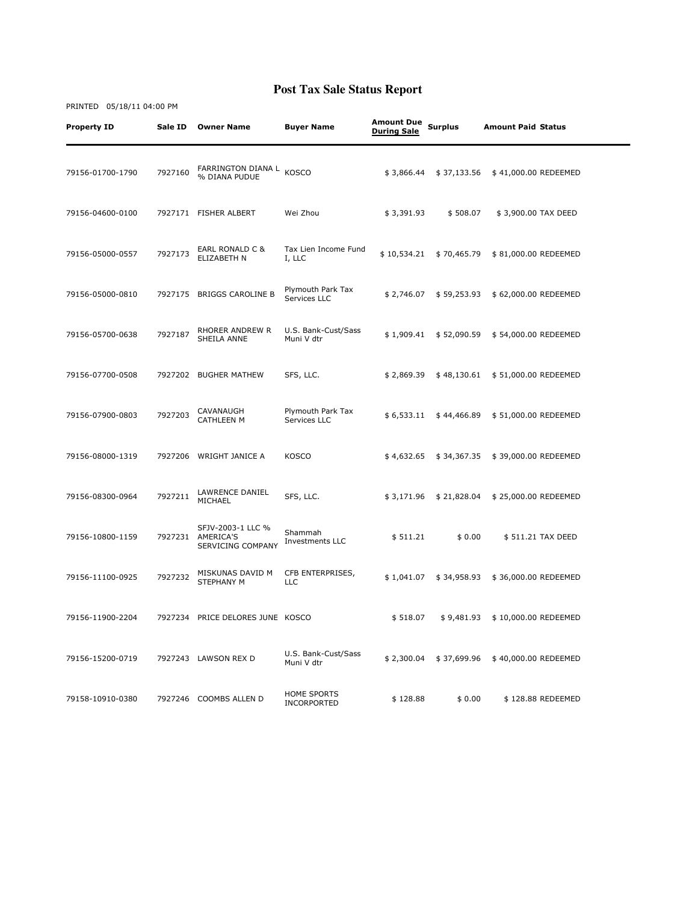# Post Tax Sale Status Report

PRINTED 05/18/11 04:00 PM

| Property ID | Sale ID | Owner Name | Buyer Name | Amount Due During Sale | Surplus | Amount Paid | Status |
|---|---|---|---|---|---|---|---|
| 79156-01700-1790 | 7927160 | FARRINGTON DIANA L % DIANA PUDUE | KOSCO | $ 3,866.44 | $ 37,133.56 | $ 41,000.00 | REDEEMED |
| 79156-04600-0100 | 7927171 | FISHER ALBERT | Wei Zhou | $ 3,391.93 | $ 508.07 | $ 3,900.00 | TAX DEED |
| 79156-05000-0557 | 7927173 | EARL RONALD C & ELIZABETH N | Tax Lien Income Fund I, LLC | $ 10,534.21 | $ 70,465.79 | $ 81,000.00 | REDEEMED |
| 79156-05000-0810 | 7927175 | BRIGGS CAROLINE B | Plymouth Park Tax Services LLC | $ 2,746.07 | $ 59,253.93 | $ 62,000.00 | REDEEMED |
| 79156-05700-0638 | 7927187 | RHORER ANDREW R SHEILA ANNE | U.S. Bank-Cust/Sass Muni V dtr | $ 1,909.41 | $ 52,090.59 | $ 54,000.00 | REDEEMED |
| 79156-07700-0508 | 7927202 | BUGHER MATHEW | SFS, LLC. | $ 2,869.39 | $ 48,130.61 | $ 51,000.00 | REDEEMED |
| 79156-07900-0803 | 7927203 | CAVANAUGH CATHLEEN M | Plymouth Park Tax Services LLC | $ 6,533.11 | $ 44,466.89 | $ 51,000.00 | REDEEMED |
| 79156-08000-1319 | 7927206 | WRIGHT JANICE A | KOSCO | $ 4,632.65 | $ 34,367.35 | $ 39,000.00 | REDEEMED |
| 79156-08300-0964 | 7927211 | LAWRENCE DANIEL MICHAEL | SFS, LLC. | $ 3,171.96 | $ 21,828.04 | $ 25,000.00 | REDEEMED |
| 79156-10800-1159 | 7927231 | SFJV-2003-1 LLC % AMERICA'S SERVICING COMPANY | Shammah Investments LLC | $ 511.21 | $ 0.00 | $ 511.21 | TAX DEED |
| 79156-11100-0925 | 7927232 | MISKUNAS DAVID M STEPHANY M | CFB ENTERPRISES, LLC | $ 1,041.07 | $ 34,958.93 | $ 36,000.00 | REDEEMED |
| 79156-11900-2204 | 7927234 | PRICE DELORES JUNE | KOSCO | $ 518.07 | $ 9,481.93 | $ 10,000.00 | REDEEMED |
| 79156-15200-0719 | 7927243 | LAWSON REX D | U.S. Bank-Cust/Sass Muni V dtr | $ 2,300.04 | $ 37,699.96 | $ 40,000.00 | REDEEMED |
| 79158-10910-0380 | 7927246 | COOMBS ALLEN D | HOME SPORTS INCORPORTED | $ 128.88 | $ 0.00 | $ 128.88 | REDEEMED |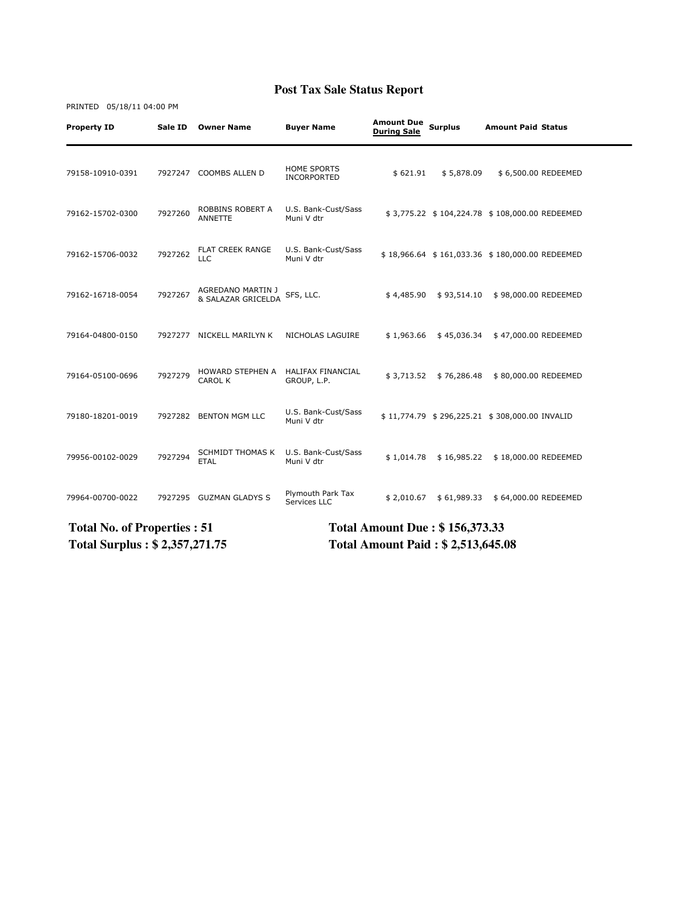# Post Tax Sale Status Report

PRINTED 05/18/11 04:00 PM

| Property ID | Sale ID | Owner Name | Buyer Name | Amount Due During Sale | Surplus | Amount Paid | Status |
|---|---|---|---|---|---|---|---|
| 79158-10910-0391 | 7927247 | COOMBS ALLEN D | HOME SPORTS INCORPORTED | $ 621.91 | $ 5,878.09 | $ 6,500.00 | REDEEMED |
| 79162-15702-0300 | 7927260 | ROBBINS ROBERT A ANNETTE | U.S. Bank-Cust/Sass Muni V dtr | $ 3,775.22 | $ 104,224.78 | $ 108,000.00 | REDEEMED |
| 79162-15706-0032 | 7927262 | FLAT CREEK RANGE LLC | U.S. Bank-Cust/Sass Muni V dtr | $ 18,966.64 | $ 161,033.36 | $ 180,000.00 | REDEEMED |
| 79162-16718-0054 | 7927267 | AGREDANO MARTIN J & SALAZAR GRICELDA | SFS, LLC. | $ 4,485.90 | $ 93,514.10 | $ 98,000.00 | REDEEMED |
| 79164-04800-0150 | 7927277 | NICKELL MARILYN K | NICHOLAS LAGUIRE | $ 1,963.66 | $ 45,036.34 | $ 47,000.00 | REDEEMED |
| 79164-05100-0696 | 7927279 | HOWARD STEPHEN A CAROL K | HALIFAX FINANCIAL GROUP, L.P. | $ 3,713.52 | $ 76,286.48 | $ 80,000.00 | REDEEMED |
| 79180-18201-0019 | 7927282 | BENTON MGM LLC | U.S. Bank-Cust/Sass Muni V dtr | $ 11,774.79 | $ 296,225.21 | $ 308,000.00 | INVALID |
| 79956-00102-0029 | 7927294 | SCHMIDT THOMAS K ETAL | U.S. Bank-Cust/Sass Muni V dtr | $ 1,014.78 | $ 16,985.22 | $ 18,000.00 | REDEEMED |
| 79964-00700-0022 | 7927295 | GUZMAN GLADYS S | Plymouth Park Tax Services LLC | $ 2,010.67 | $ 61,989.33 | $ 64,000.00 | REDEEMED |

**Total No. of Properties : 51**

**Total Amount Due : $ 156,373.33**

**Total Surplus : $ 2,357,271.75**

**Total Amount Paid : $ 2,513,645.08**